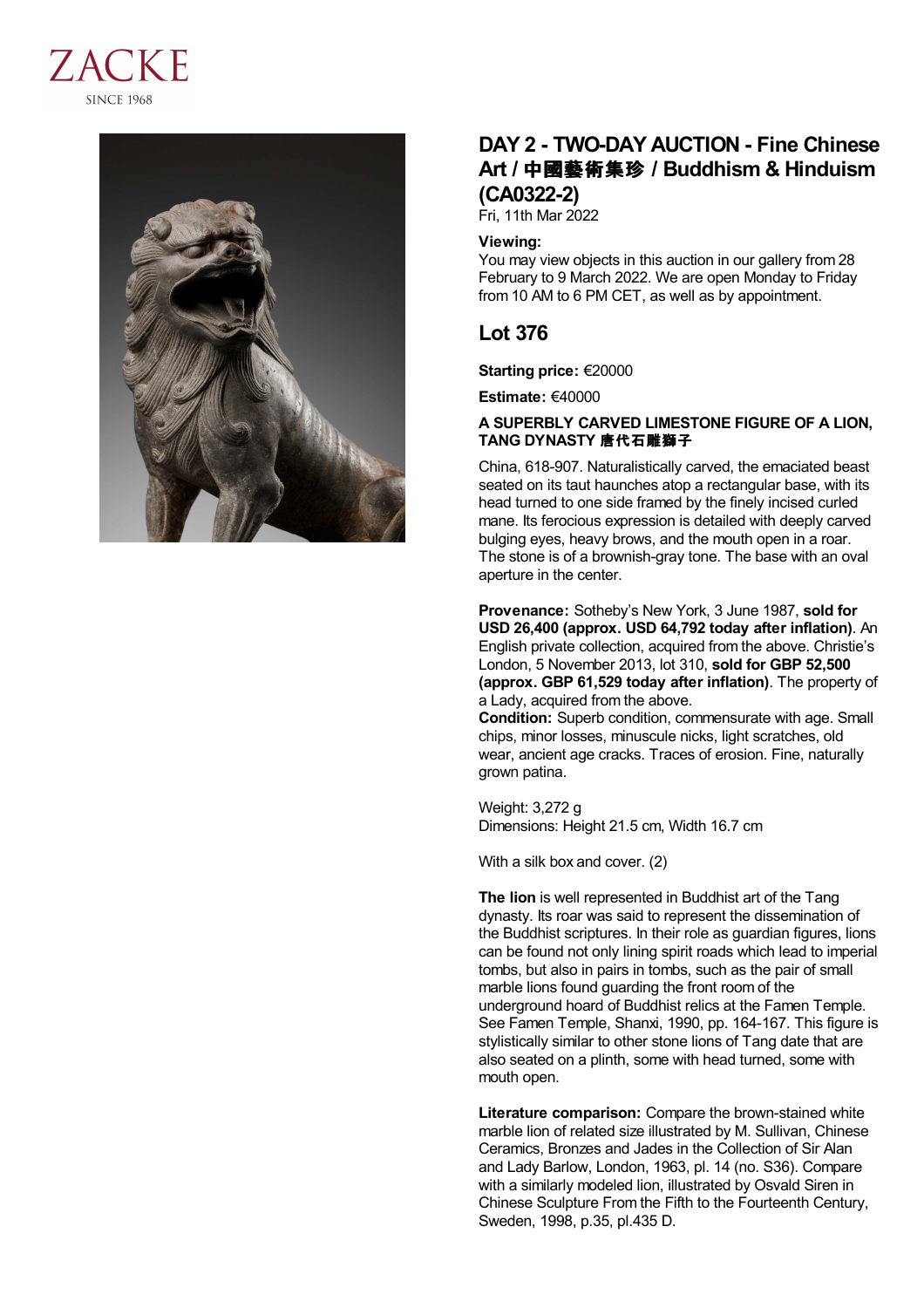ZACKE

SINCE 1968

# DAY 2 - TWO-DAY AUCTION - Fine Chinese Art / 中國藝術集珍 / Buddhism & Hinduism (CA0322-2)

Fri, 11th Mar 2022

**Viewing:**

You may view objects in this auction in our gallery from 28 February to 9 March 2022. We are open Monday to Friday from 10 AM to 6 PM CET, as well as by appointment.

## Lot 376

**Starting price:** €20000

**Estimate:** €40000

**A SUPERBLY CARVED LIMESTONE FIGURE OF A LION, TANG DYNASTY 唐代石雕獅子**

China, 618-907. Naturalistically carved, the emaciated beast seated on its taut haunches atop a rectangular base, with its head turned to one side framed by the finely incised curled mane. Its ferocious expression is detailed with deeply carved bulging eyes, heavy brows, and the mouth open in a roar. The stone is of a brownish-gray tone. The base with an oval aperture in the center.

**Provenance:** Sotheby's New York, 3 June 1987, **sold for USD 26,400 (approx. USD 64,792 today after inflation)**. An English private collection, acquired from the above. Christie's London, 5 November 2013, lot 310, **sold for GBP 52,500 (approx. GBP 61,529 today after inflation)**. The property of a Lady, acquired from the above.
**Condition:** Superb condition, commensurate with age. Small chips, minor losses, minuscule nicks, light scratches, old wear, ancient age cracks. Traces of erosion. Fine, naturally grown patina.

Weight: 3,272 g
Dimensions: Height 21.5 cm, Width 16.7 cm

With a silk box and cover. (2)

**The lion** is well represented in Buddhist art of the Tang dynasty. Its roar was said to represent the dissemination of the Buddhist scriptures. In their role as guardian figures, lions can be found not only lining spirit roads which lead to imperial tombs, but also in pairs in tombs, such as the pair of small marble lions found guarding the front room of the underground hoard of Buddhist relics at the Famen Temple. See Famen Temple, Shanxi, 1990, pp. 164-167. This figure is stylistically similar to other stone lions of Tang date that are also seated on a plinth, some with head turned, some with mouth open.

**Literature comparison:** Compare the brown-stained white marble lion of related size illustrated by M. Sullivan, Chinese Ceramics, Bronzes and Jades in the Collection of Sir Alan and Lady Barlow, London, 1963, pl. 14 (no. S36). Compare with a similarly modeled lion, illustrated by Osvald Siren in Chinese Sculpture From the Fifth to the Fourteenth Century, Sweden, 1998, p.35, pl.435 D.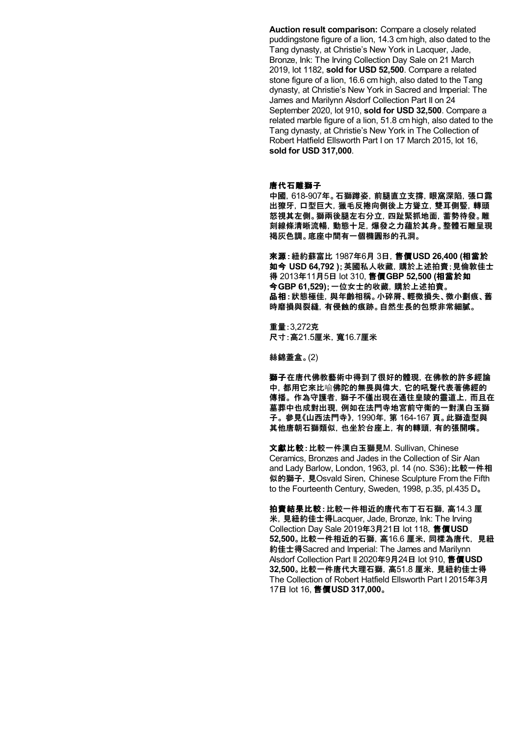**Auction result comparison:** Compare a closely related puddingstone figure of a lion, 14.3 cm high, also dated to the Tang dynasty, at Christie's New York in Lacquer, Jade, Bronze, Ink: The Irving Collection Day Sale on 21 March 2019, lot 1182, **sold for USD 52,500**. Compare a related stone figure of a lion, 16.6 cm high, also dated to the Tang dynasty, at Christie's New York in Sacred and Imperial: The James and Marilynn Alsdorf Collection Part II on 24 September 2020, lot 910, **sold for USD 32,500**. Compare a related marble figure of a lion, 51.8 cm high, also dated to the Tang dynasty, at Christie's New York in The Collection of Robert Hatfield Ellsworth Part I on 17 March 2015, lot 16, **sold for USD 317,000**.

**唐代石雕獅子**

**中國，618-907年。石獅蹲姿，前腿直立支撐，眼窩深陷，張口露出獠牙，口型巨大，獵毛反捲向側後上方聳立，雙耳側豎，轉頭怒視其左側。獅兩後腿左右分立，四趾緊抓地面，蓄勢待發。雕刻線條清晰流暢，動態十足，爆發之力蘊於其身。整體石雕呈現褐灰色調。底座中間有一個橢圓形的孔洞。**

**來源：紐約蘇富比** 1987年6月 3日，**售價USD 26,400 (相當於如今 USD 64,792 )；英國私人收藏，購於上述拍賣；見倫敦佳士得** 2013年11月5日 lot 310, **售價GBP 52,500 (相當於如今GBP 61,529)；一位女士的收藏，購於上述拍賣。**
**品相：狀態極佳，與年齡相稱。小碎屑、輕微損失、微小劃痕、舊時磨損與裂縫，有侵蝕的痕跡。自然生長的包漿非常細膩。**

重量：3,272克
**尺寸：高21.5厘米，寬16.7厘米**

**絲錦蓋盒。**(2)

**獅子在唐代佛教藝術中得到了很好的體現，在佛教的許多經論中，都用它來比喻佛陀的無畏與偉大，它的吼聲代表著佛經的傳播。作為守護者，獅子不僅出現在通往皇陵的靈道上，而且在墓葬中也成對出現，例如在法門寺地宮前守衛的一對漢白玉獅子。參見《山西法門寺》，1990年，第 164-167 頁。此獅造型與其他唐朝石獅類似，也坐於台座上，有的轉頭，有的張開嘴。**

**文獻比較：比較一件漢白玉獅見**M. Sullivan, Chinese Ceramics, Bronzes and Jades in the Collection of Sir Alan and Lady Barlow, London, 1963, pl. 14 (no. S36)；**比較一件相似的獅子，見**Osvald Siren, Chinese Sculpture From the Fifth to the Fourteenth Century, Sweden, 1998, p.35, pl.435 D。

**拍賣結果比較：比較一件相近的唐代布丁石石獅，高**14.3 **厘米，見紐約佳士得**Lacquer, Jade, Bronze, Ink: The Irving Collection Day Sale 2019**年**3**月**21**日** lot 118, **售價USD 52,500。比較一件相近的石獅，高**16.6 **厘米，同樣為唐代，見紐約佳士得**Sacred and Imperial: The James and Marilynn Alsdorf Collection Part II 2020**年**9**月**24**日** lot 910, **售價USD 32,500。比較一件唐代大理石獅，高**51.8 **厘米，見紐約佳士得** The Collection of Robert Hatfield Ellsworth Part I 2015**年**3**月**17**日** lot 16, **售價USD 317,000。**